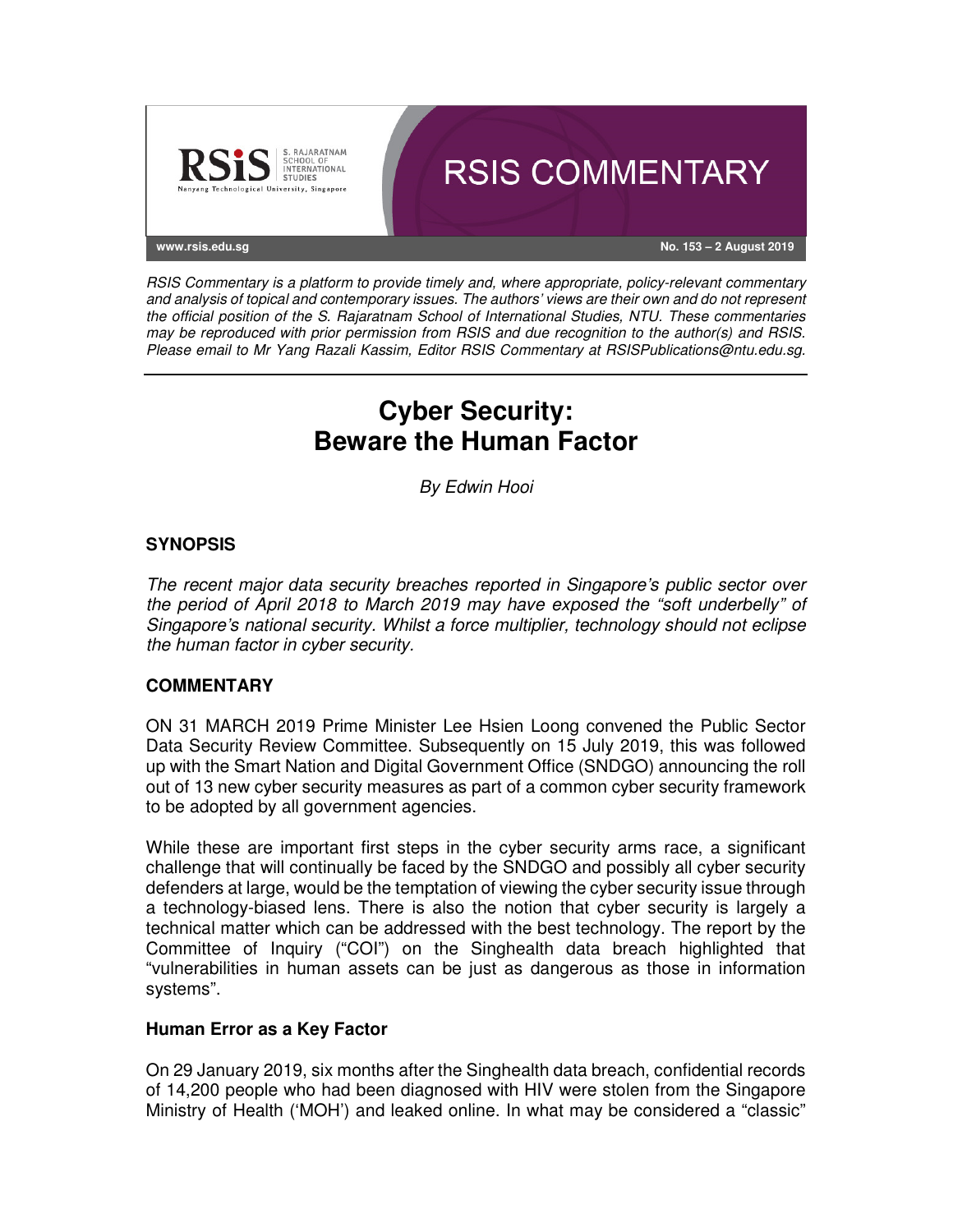RSIS COMMENTARY

www.rsis.edu.sg

No. 153 – 2 August 2019

*RSIS Commentary is a platform to provide timely and, where appropriate, policy-relevant commentary and analysis of topical and contemporary issues. The authors' views are their own and do not represent the official position of the S. Rajaratnam School of International Studies, NTU. These commentaries may be reproduced with prior permission from RSIS and due recognition to the author(s) and RSIS. Please email to Mr Yang Razali Kassim, Editor RSIS Commentary at RSISPublications@ntu.edu.sg.*

# Cyber Security: Beware the Human Factor

*By Edwin Hooi*

## SYNOPSIS

*The recent major data security breaches reported in Singapore's public sector over the period of April 2018 to March 2019 may have exposed the "soft underbelly" of Singapore's national security. Whilst a force multiplier, technology should not eclipse the human factor in cyber security.*

## COMMENTARY

ON 31 MARCH 2019 Prime Minister Lee Hsien Loong convened the Public Sector Data Security Review Committee. Subsequently on 15 July 2019, this was followed up with the Smart Nation and Digital Government Office (SNDGO) announcing the roll out of 13 new cyber security measures as part of a common cyber security framework to be adopted by all government agencies.

While these are important first steps in the cyber security arms race, a significant challenge that will continually be faced by the SNDGO and possibly all cyber security defenders at large, would be the temptation of viewing the cyber security issue through a technology-biased lens. There is also the notion that cyber security is largely a technical matter which can be addressed with the best technology. The report by the Committee of Inquiry ("COI") on the Singhealth data breach highlighted that "vulnerabilities in human assets can be just as dangerous as those in information systems".

### Human Error as a Key Factor

On 29 January 2019, six months after the Singhealth data breach, confidential records of 14,200 people who had been diagnosed with HIV were stolen from the Singapore Ministry of Health ('MOH') and leaked online. In what may be considered a "classic"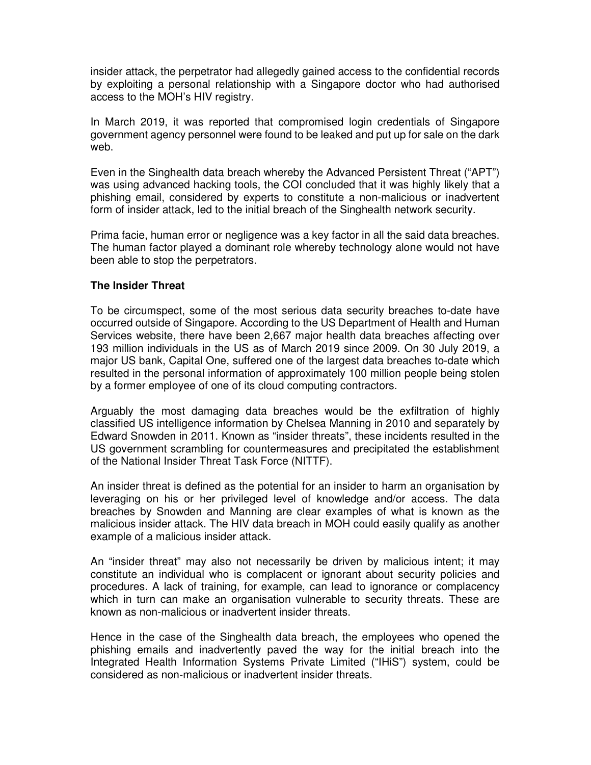insider attack, the perpetrator had allegedly gained access to the confidential records by exploiting a personal relationship with a Singapore doctor who had authorised access to the MOH's HIV registry.

In March 2019, it was reported that compromised login credentials of Singapore government agency personnel were found to be leaked and put up for sale on the dark web.

Even in the Singhealth data breach whereby the Advanced Persistent Threat ("APT") was using advanced hacking tools, the COI concluded that it was highly likely that a phishing email, considered by experts to constitute a non-malicious or inadvertent form of insider attack, led to the initial breach of the Singhealth network security.

Prima facie, human error or negligence was a key factor in all the said data breaches. The human factor played a dominant role whereby technology alone would not have been able to stop the perpetrators.

**The Insider Threat**

To be circumspect, some of the most serious data security breaches to-date have occurred outside of Singapore. According to the US Department of Health and Human Services website, there have been 2,667 major health data breaches affecting over 193 million individuals in the US as of March 2019 since 2009. On 30 July 2019, a major US bank, Capital One, suffered one of the largest data breaches to-date which resulted in the personal information of approximately 100 million people being stolen by a former employee of one of its cloud computing contractors.

Arguably the most damaging data breaches would be the exfiltration of highly classified US intelligence information by Chelsea Manning in 2010 and separately by Edward Snowden in 2011. Known as "insider threats", these incidents resulted in the US government scrambling for countermeasures and precipitated the establishment of the National Insider Threat Task Force (NITTF).

An insider threat is defined as the potential for an insider to harm an organisation by leveraging on his or her privileged level of knowledge and/or access. The data breaches by Snowden and Manning are clear examples of what is known as the malicious insider attack. The HIV data breach in MOH could easily qualify as another example of a malicious insider attack.

An "insider threat" may also not necessarily be driven by malicious intent; it may constitute an individual who is complacent or ignorant about security policies and procedures. A lack of training, for example, can lead to ignorance or complacency which in turn can make an organisation vulnerable to security threats. These are known as non-malicious or inadvertent insider threats.

Hence in the case of the Singhealth data breach, the employees who opened the phishing emails and inadvertently paved the way for the initial breach into the Integrated Health Information Systems Private Limited ("IHiS") system, could be considered as non-malicious or inadvertent insider threats.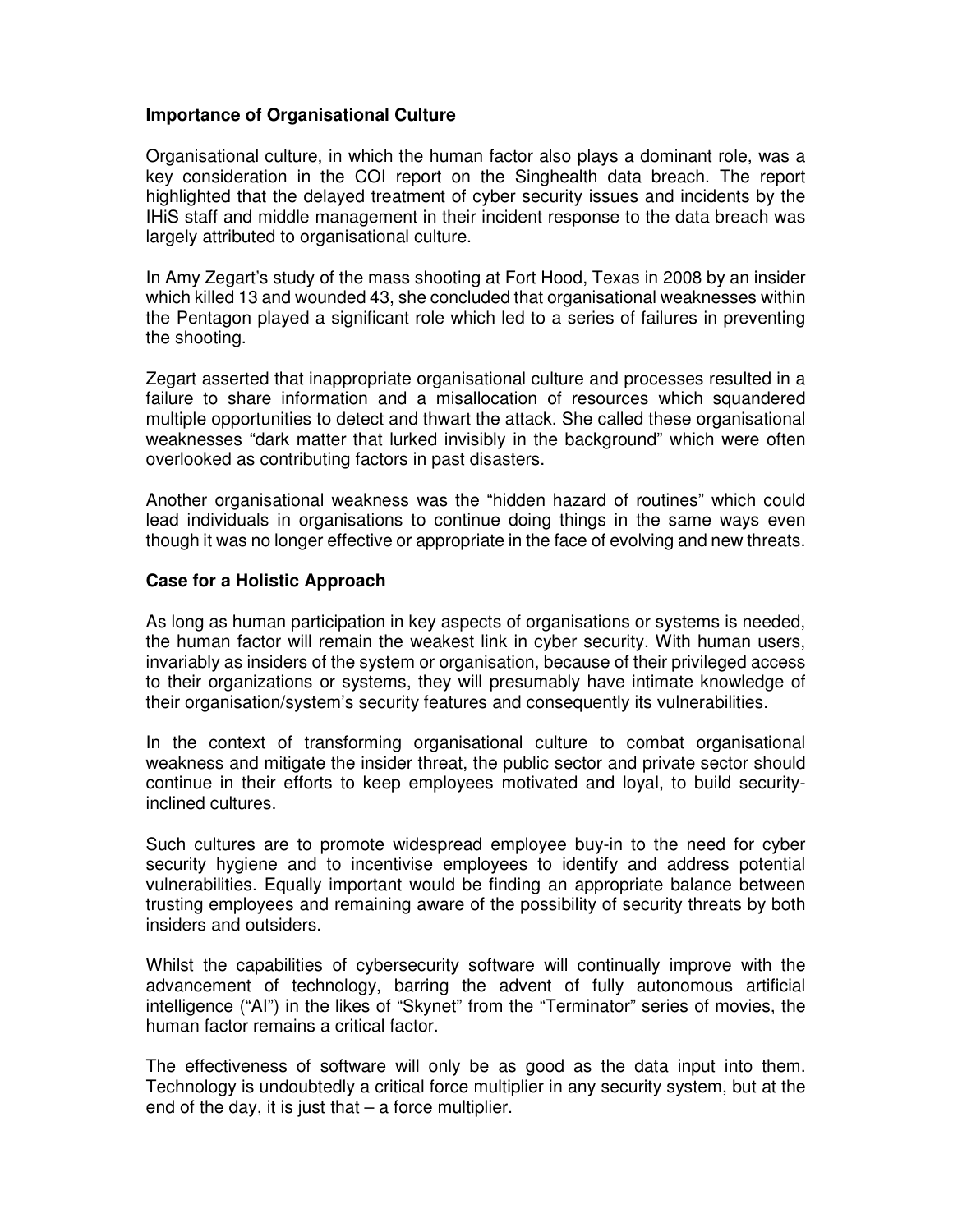## Importance of Organisational Culture

Organisational culture, in which the human factor also plays a dominant role, was a key consideration in the COI report on the Singhealth data breach. The report highlighted that the delayed treatment of cyber security issues and incidents by the IHiS staff and middle management in their incident response to the data breach was largely attributed to organisational culture.

In Amy Zegart's study of the mass shooting at Fort Hood, Texas in 2008 by an insider which killed 13 and wounded 43, she concluded that organisational weaknesses within the Pentagon played a significant role which led to a series of failures in preventing the shooting.

Zegart asserted that inappropriate organisational culture and processes resulted in a failure to share information and a misallocation of resources which squandered multiple opportunities to detect and thwart the attack. She called these organisational weaknesses "dark matter that lurked invisibly in the background" which were often overlooked as contributing factors in past disasters.

Another organisational weakness was the "hidden hazard of routines" which could lead individuals in organisations to continue doing things in the same ways even though it was no longer effective or appropriate in the face of evolving and new threats.

## Case for a Holistic Approach

As long as human participation in key aspects of organisations or systems is needed, the human factor will remain the weakest link in cyber security. With human users, invariably as insiders of the system or organisation, because of their privileged access to their organizations or systems, they will presumably have intimate knowledge of their organisation/system's security features and consequently its vulnerabilities.

In the context of transforming organisational culture to combat organisational weakness and mitigate the insider threat, the public sector and private sector should continue in their efforts to keep employees motivated and loyal, to build security-inclined cultures.

Such cultures are to promote widespread employee buy-in to the need for cyber security hygiene and to incentivise employees to identify and address potential vulnerabilities. Equally important would be finding an appropriate balance between trusting employees and remaining aware of the possibility of security threats by both insiders and outsiders.

Whilst the capabilities of cybersecurity software will continually improve with the advancement of technology, barring the advent of fully autonomous artificial intelligence ("AI") in the likes of "Skynet" from the "Terminator" series of movies, the human factor remains a critical factor.

The effectiveness of software will only be as good as the data input into them. Technology is undoubtedly a critical force multiplier in any security system, but at the end of the day, it is just that – a force multiplier.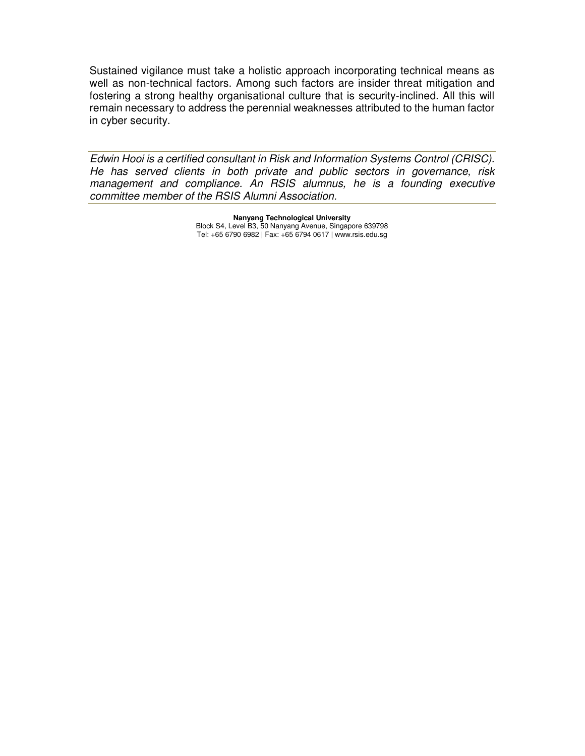Sustained vigilance must take a holistic approach incorporating technical means as well as non-technical factors. Among such factors are insider threat mitigation and fostering a strong healthy organisational culture that is security-inclined. All this will remain necessary to address the perennial weaknesses attributed to the human factor in cyber security.

---

*Edwin Hooi is a certified consultant in Risk and Information Systems Control (CRISC). He has served clients in both private and public sectors in governance, risk management and compliance. An RSIS alumnus, he is a founding executive committee member of the RSIS Alumni Association.*

---

**Nanyang Technological University**
Block S4, Level B3, 50 Nanyang Avenue, Singapore 639798
Tel: +65 6790 6982 | Fax: +65 6794 0617 | www.rsis.edu.sg